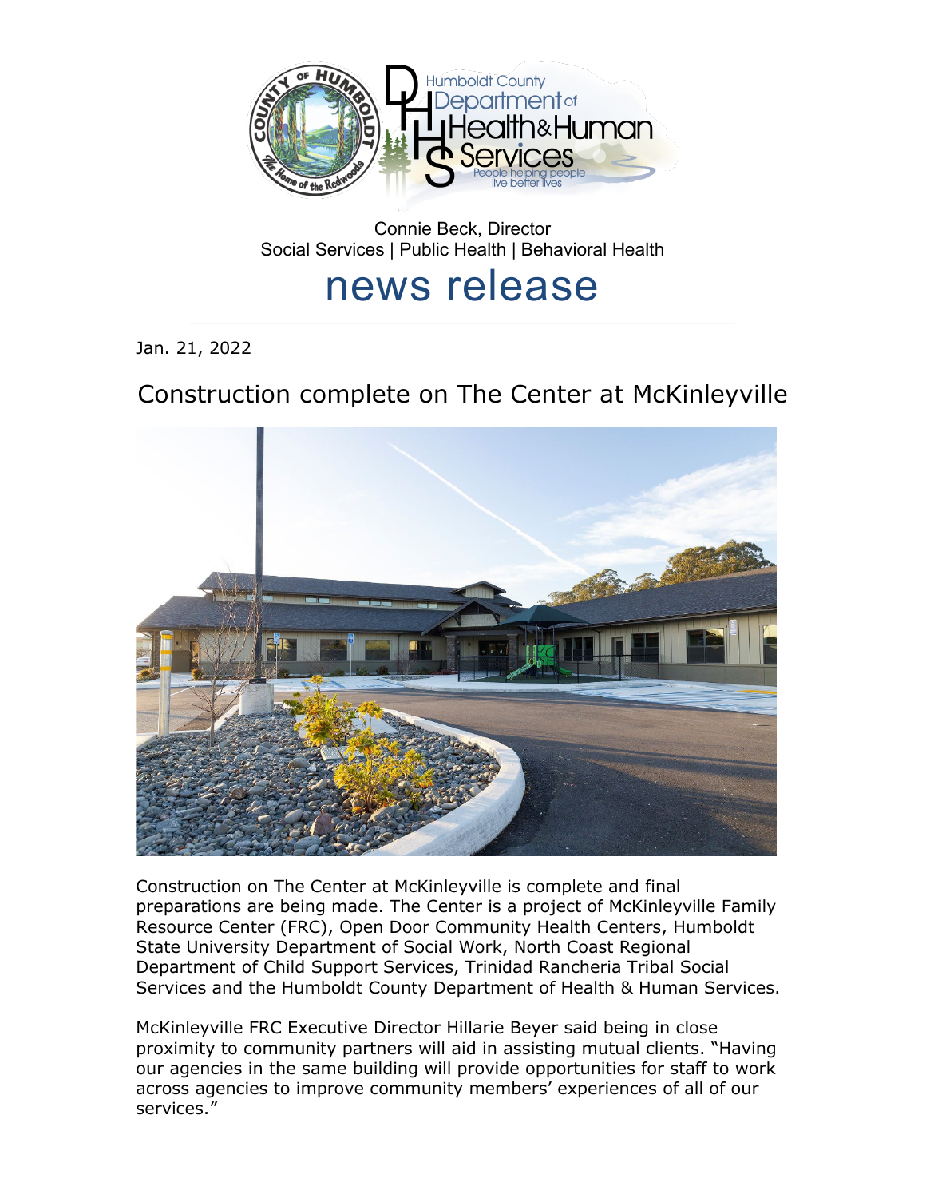Connie Beck, Director

Social Services | Public Health | Behavioral Health

# news release

Jan. 21, 2022

## Construction complete on The Center at McKinleyville

Construction on The Center at McKinleyville is complete and final preparations are being made. The Center is a project of McKinleyville Family Resource Center (FRC), Open Door Community Health Centers, Humboldt State University Department of Social Work, North Coast Regional Department of Child Support Services, Trinidad Rancheria Tribal Social Services and the Humboldt County Department of Health & Human Services.

McKinleyville FRC Executive Director Hillarie Beyer said being in close proximity to community partners will aid in assisting mutual clients. "Having our agencies in the same building will provide opportunities for staff to work across agencies to improve community members' experiences of all of our services."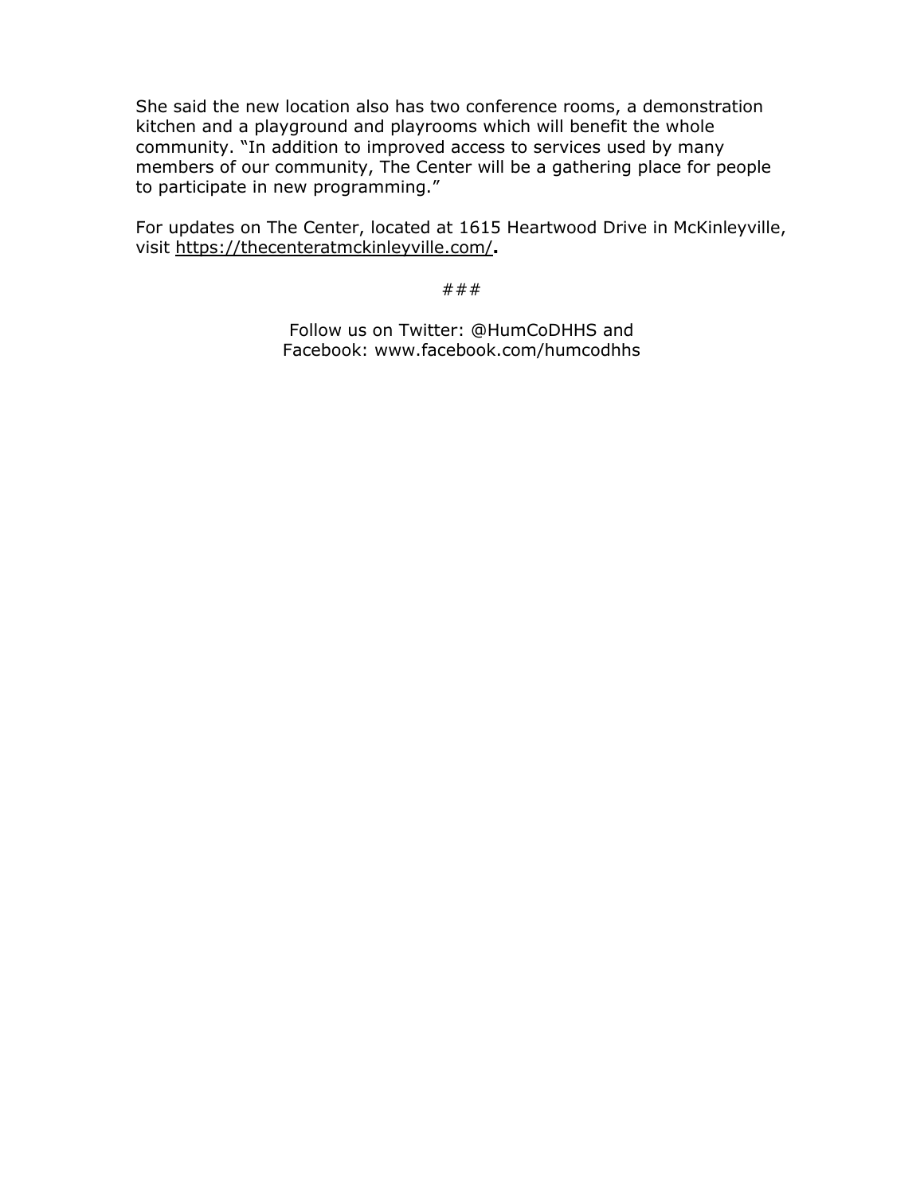She said the new location also has two conference rooms, a demonstration kitchen and a playground and playrooms which will benefit the whole community. "In addition to improved access to services used by many members of our community, The Center will be a gathering place for people to participate in new programming."

For updates on The Center, located at 1615 Heartwood Drive in McKinleyville, visit https://thecenteratmckinleyville.com/**.**

###

Follow us on Twitter: @HumCoDHHS and
Facebook: www.facebook.com/humcodhhs